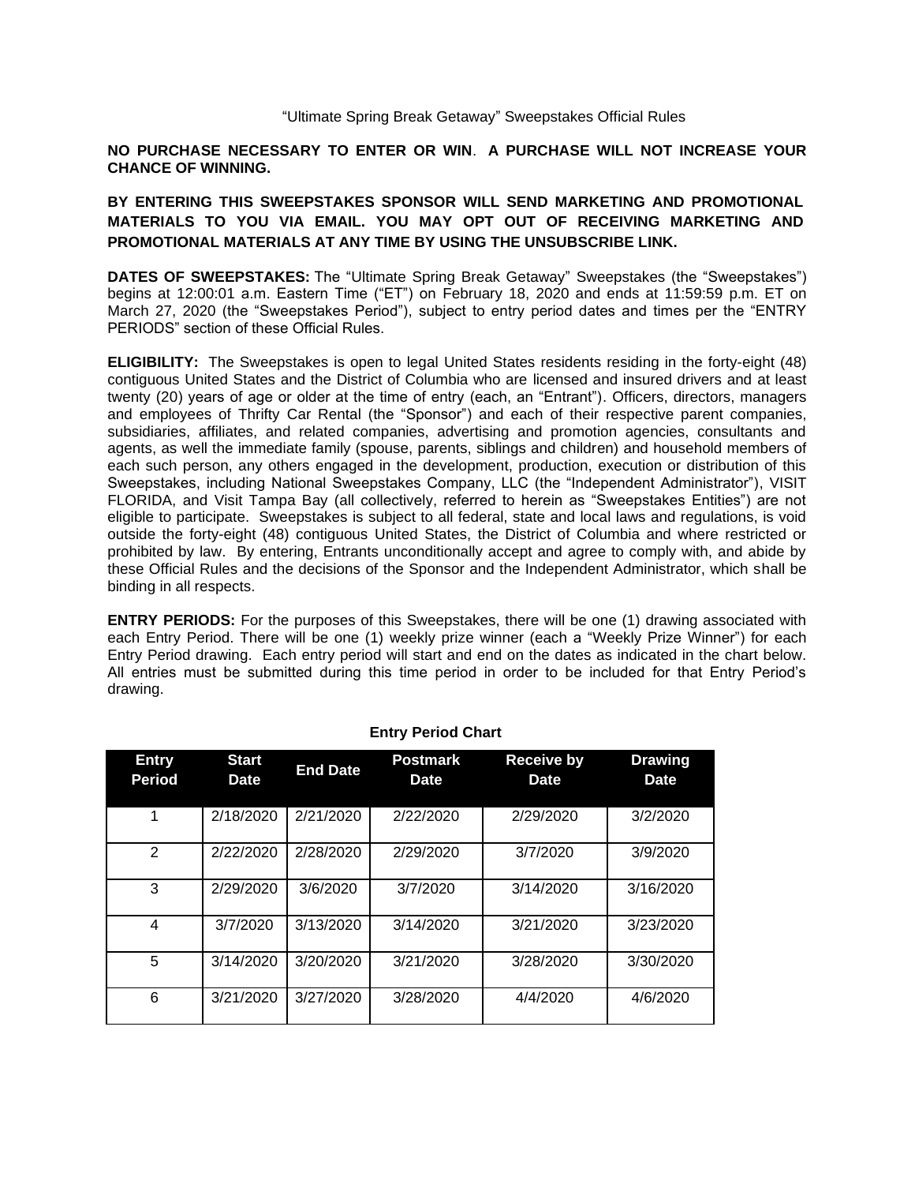# "Ultimate Spring Break Getaway" Sweepstakes Official Rules

**NO PURCHASE NECESSARY TO ENTER OR WIN. A PURCHASE WILL NOT INCREASE YOUR CHANCE OF WINNING.**

**BY ENTERING THIS SWEEPSTAKES SPONSOR WILL SEND MARKETING AND PROMOTIONAL MATERIALS TO YOU VIA EMAIL. YOU MAY OPT OUT OF RECEIVING MARKETING AND PROMOTIONAL MATERIALS AT ANY TIME BY USING THE UNSUBSCRIBE LINK.**

**DATES OF SWEEPSTAKES:** The "Ultimate Spring Break Getaway" Sweepstakes (the "Sweepstakes") begins at 12:00:01 a.m. Eastern Time ("ET") on February 18, 2020 and ends at 11:59:59 p.m. ET on March 27, 2020 (the "Sweepstakes Period"), subject to entry period dates and times per the "ENTRY PERIODS" section of these Official Rules.

**ELIGIBILITY:** The Sweepstakes is open to legal United States residents residing in the forty-eight (48) contiguous United States and the District of Columbia who are licensed and insured drivers and at least twenty (20) years of age or older at the time of entry (each, an "Entrant"). Officers, directors, managers and employees of Thrifty Car Rental (the "Sponsor") and each of their respective parent companies, subsidiaries, affiliates, and related companies, advertising and promotion agencies, consultants and agents, as well the immediate family (spouse, parents, siblings and children) and household members of each such person, any others engaged in the development, production, execution or distribution of this Sweepstakes, including National Sweepstakes Company, LLC (the "Independent Administrator"), VISIT FLORIDA, and Visit Tampa Bay (all collectively, referred to herein as "Sweepstakes Entities") are not eligible to participate. Sweepstakes is subject to all federal, state and local laws and regulations, is void outside the forty-eight (48) contiguous United States, the District of Columbia and where restricted or prohibited by law. By entering, Entrants unconditionally accept and agree to comply with, and abide by these Official Rules and the decisions of the Sponsor and the Independent Administrator, which shall be binding in all respects.

**ENTRY PERIODS:** For the purposes of this Sweepstakes, there will be one (1) drawing associated with each Entry Period. There will be one (1) weekly prize winner (each a "Weekly Prize Winner") for each Entry Period drawing. Each entry period will start and end on the dates as indicated in the chart below. All entries must be submitted during this time period in order to be included for that Entry Period's drawing.

**Entry Period Chart**

| Entry Period | Start Date | End Date | Postmark Date | Receive by Date | Drawing Date |
|---|---|---|---|---|---|
| 1 | 2/18/2020 | 2/21/2020 | 2/22/2020 | 2/29/2020 | 3/2/2020 |
| 2 | 2/22/2020 | 2/28/2020 | 2/29/2020 | 3/7/2020 | 3/9/2020 |
| 3 | 2/29/2020 | 3/6/2020 | 3/7/2020 | 3/14/2020 | 3/16/2020 |
| 4 | 3/7/2020 | 3/13/2020 | 3/14/2020 | 3/21/2020 | 3/23/2020 |
| 5 | 3/14/2020 | 3/20/2020 | 3/21/2020 | 3/28/2020 | 3/30/2020 |
| 6 | 3/21/2020 | 3/27/2020 | 3/28/2020 | 4/4/2020 | 4/6/2020 |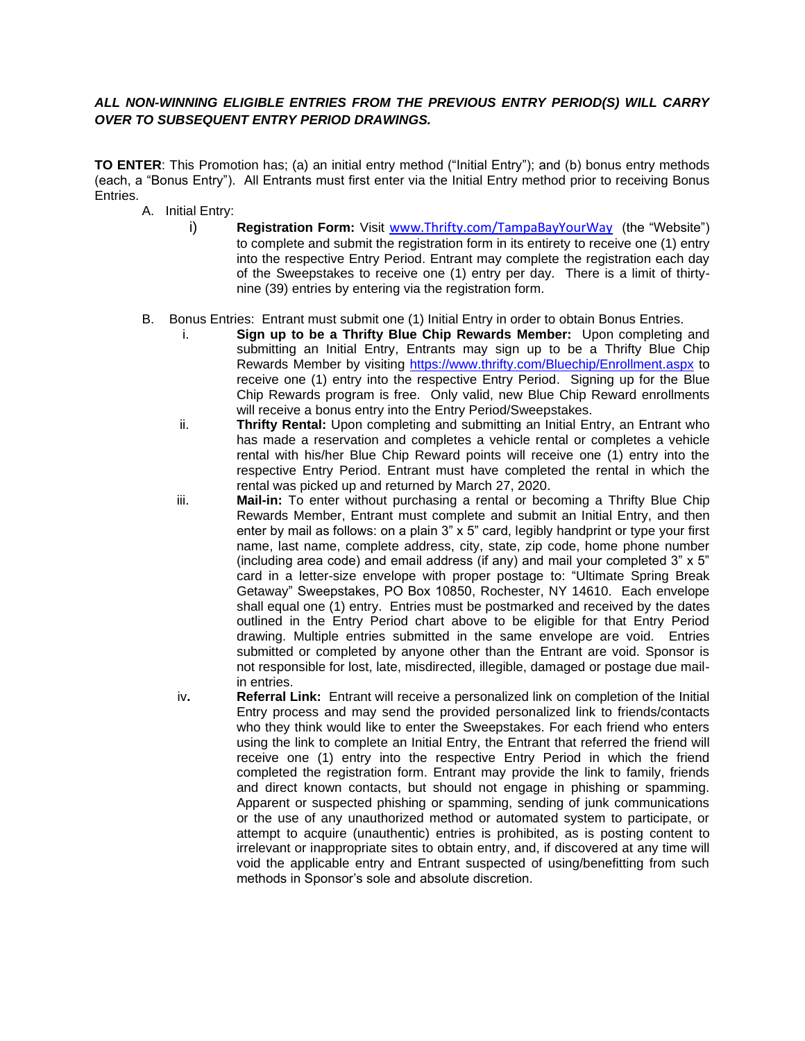***ALL NON-WINNING ELIGIBLE ENTRIES FROM THE PREVIOUS ENTRY PERIOD(S) WILL CARRY OVER TO SUBSEQUENT ENTRY PERIOD DRAWINGS.***

**TO ENTER**: This Promotion has; (a) an initial entry method ("Initial Entry"); and (b) bonus entry methods (each, a "Bonus Entry"). All Entrants must first enter via the Initial Entry method prior to receiving Bonus Entries.

A. Initial Entry:

i) **Registration Form:** Visit www.Thrifty.com/TampaBayYourWay (the "Website") to complete and submit the registration form in its entirety to receive one (1) entry into the respective Entry Period. Entrant may complete the registration each day of the Sweepstakes to receive one (1) entry per day. There is a limit of thirty-nine (39) entries by entering via the registration form.

B. Bonus Entries: Entrant must submit one (1) Initial Entry in order to obtain Bonus Entries.

i. **Sign up to be a Thrifty Blue Chip Rewards Member:** Upon completing and submitting an Initial Entry, Entrants may sign up to be a Thrifty Blue Chip Rewards Member by visiting https://www.thrifty.com/Bluechip/Enrollment.aspx to receive one (1) entry into the respective Entry Period. Signing up for the Blue Chip Rewards program is free. Only valid, new Blue Chip Reward enrollments will receive a bonus entry into the Entry Period/Sweepstakes.

ii. **Thrifty Rental:** Upon completing and submitting an Initial Entry, an Entrant who has made a reservation and completes a vehicle rental or completes a vehicle rental with his/her Blue Chip Reward points will receive one (1) entry into the respective Entry Period. Entrant must have completed the rental in which the rental was picked up and returned by March 27, 2020.

iii. **Mail-in:** To enter without purchasing a rental or becoming a Thrifty Blue Chip Rewards Member, Entrant must complete and submit an Initial Entry, and then enter by mail as follows: on a plain 3" x 5" card, legibly handprint or type your first name, last name, complete address, city, state, zip code, home phone number (including area code) and email address (if any) and mail your completed 3" x 5" card in a letter-size envelope with proper postage to: "Ultimate Spring Break Getaway" Sweepstakes, PO Box 10850, Rochester, NY 14610. Each envelope shall equal one (1) entry. Entries must be postmarked and received by the dates outlined in the Entry Period chart above to be eligible for that Entry Period drawing. Multiple entries submitted in the same envelope are void. Entries submitted or completed by anyone other than the Entrant are void. Sponsor is not responsible for lost, late, misdirected, illegible, damaged or postage due mail-in entries.

iv**.** **Referral Link:** Entrant will receive a personalized link on completion of the Initial Entry process and may send the provided personalized link to friends/contacts who they think would like to enter the Sweepstakes. For each friend who enters using the link to complete an Initial Entry, the Entrant that referred the friend will receive one (1) entry into the respective Entry Period in which the friend completed the registration form. Entrant may provide the link to family, friends and direct known contacts, but should not engage in phishing or spamming. Apparent or suspected phishing or spamming, sending of junk communications or the use of any unauthorized method or automated system to participate, or attempt to acquire (unauthentic) entries is prohibited, as is posting content to irrelevant or inappropriate sites to obtain entry, and, if discovered at any time will void the applicable entry and Entrant suspected of using/benefitting from such methods in Sponsor's sole and absolute discretion.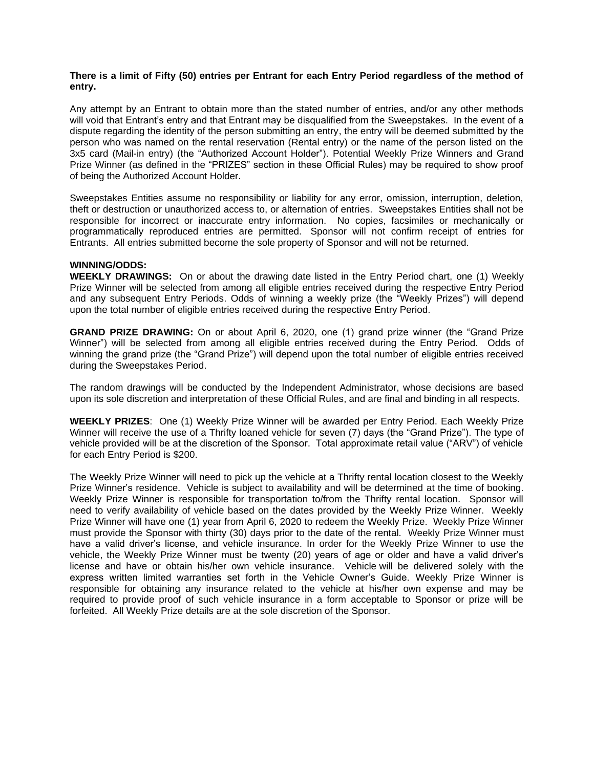**There is a limit of Fifty (50) entries per Entrant for each Entry Period regardless of the method of entry.**

Any attempt by an Entrant to obtain more than the stated number of entries, and/or any other methods will void that Entrant's entry and that Entrant may be disqualified from the Sweepstakes. In the event of a dispute regarding the identity of the person submitting an entry, the entry will be deemed submitted by the person who was named on the rental reservation (Rental entry) or the name of the person listed on the 3x5 card (Mail-in entry) (the "Authorized Account Holder"). Potential Weekly Prize Winners and Grand Prize Winner (as defined in the "PRIZES" section in these Official Rules) may be required to show proof of being the Authorized Account Holder.

Sweepstakes Entities assume no responsibility or liability for any error, omission, interruption, deletion, theft or destruction or unauthorized access to, or alternation of entries. Sweepstakes Entities shall not be responsible for incorrect or inaccurate entry information. No copies, facsimiles or mechanically or programmatically reproduced entries are permitted. Sponsor will not confirm receipt of entries for Entrants. All entries submitted become the sole property of Sponsor and will not be returned.

**WINNING/ODDS:**

**WEEKLY DRAWINGS:** On or about the drawing date listed in the Entry Period chart, one (1) Weekly Prize Winner will be selected from among all eligible entries received during the respective Entry Period and any subsequent Entry Periods. Odds of winning a weekly prize (the "Weekly Prizes") will depend upon the total number of eligible entries received during the respective Entry Period.

**GRAND PRIZE DRAWING:** On or about April 6, 2020, one (1) grand prize winner (the "Grand Prize Winner") will be selected from among all eligible entries received during the Entry Period. Odds of winning the grand prize (the "Grand Prize") will depend upon the total number of eligible entries received during the Sweepstakes Period.

The random drawings will be conducted by the Independent Administrator, whose decisions are based upon its sole discretion and interpretation of these Official Rules, and are final and binding in all respects.

**WEEKLY PRIZES**: One (1) Weekly Prize Winner will be awarded per Entry Period. Each Weekly Prize Winner will receive the use of a Thrifty loaned vehicle for seven (7) days (the "Grand Prize"). The type of vehicle provided will be at the discretion of the Sponsor. Total approximate retail value ("ARV") of vehicle for each Entry Period is $200.

The Weekly Prize Winner will need to pick up the vehicle at a Thrifty rental location closest to the Weekly Prize Winner's residence. Vehicle is subject to availability and will be determined at the time of booking. Weekly Prize Winner is responsible for transportation to/from the Thrifty rental location. Sponsor will need to verify availability of vehicle based on the dates provided by the Weekly Prize Winner. Weekly Prize Winner will have one (1) year from April 6, 2020 to redeem the Weekly Prize. Weekly Prize Winner must provide the Sponsor with thirty (30) days prior to the date of the rental. Weekly Prize Winner must have a valid driver's license, and vehicle insurance. In order for the Weekly Prize Winner to use the vehicle, the Weekly Prize Winner must be twenty (20) years of age or older and have a valid driver's license and have or obtain his/her own vehicle insurance. Vehicle will be delivered solely with the express written limited warranties set forth in the Vehicle Owner's Guide. Weekly Prize Winner is responsible for obtaining any insurance related to the vehicle at his/her own expense and may be required to provide proof of such vehicle insurance in a form acceptable to Sponsor or prize will be forfeited. All Weekly Prize details are at the sole discretion of the Sponsor.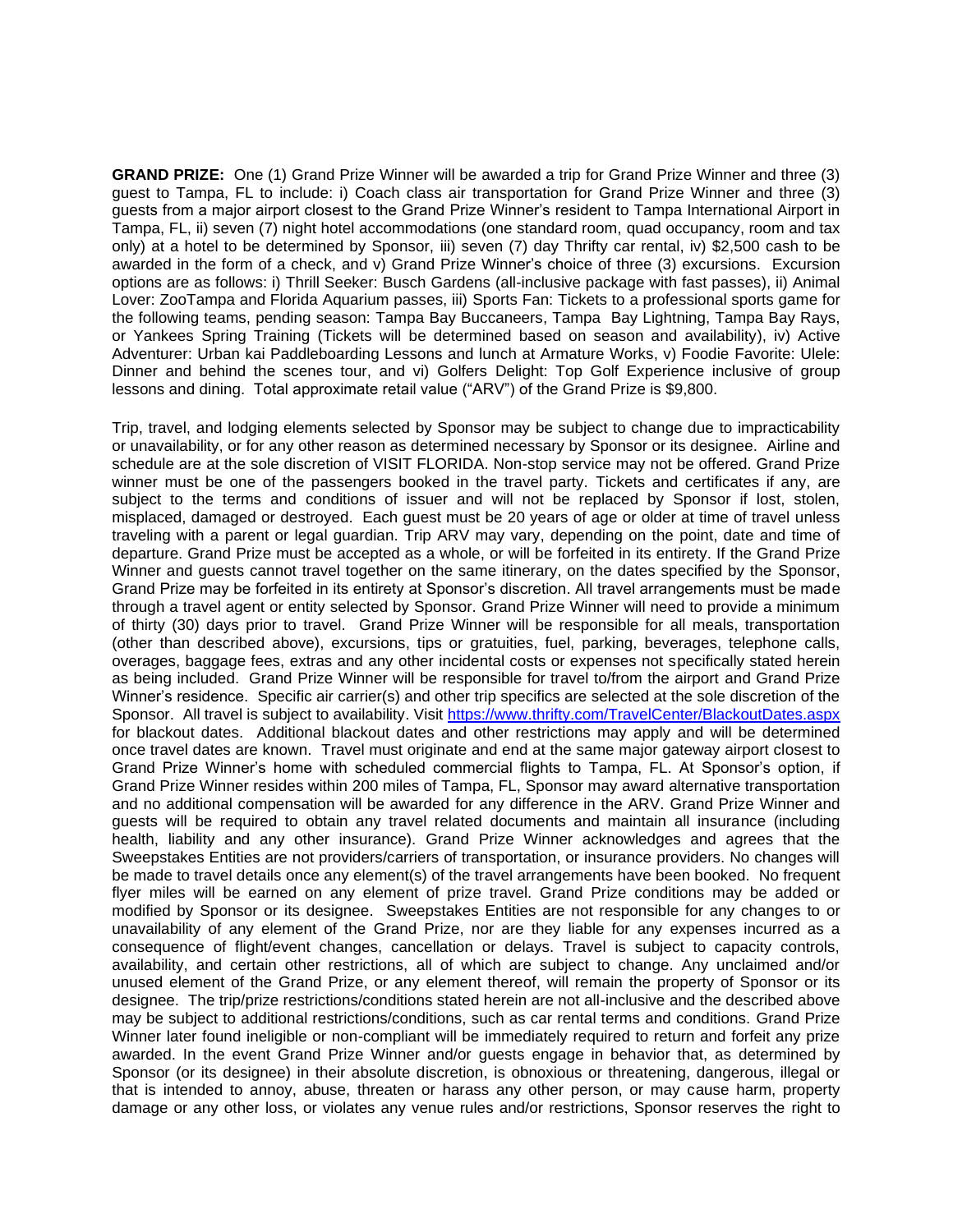**GRAND PRIZE:** One (1) Grand Prize Winner will be awarded a trip for Grand Prize Winner and three (3) guest to Tampa, FL to include: i) Coach class air transportation for Grand Prize Winner and three (3) guests from a major airport closest to the Grand Prize Winner's resident to Tampa International Airport in Tampa, FL, ii) seven (7) night hotel accommodations (one standard room, quad occupancy, room and tax only) at a hotel to be determined by Sponsor, iii) seven (7) day Thrifty car rental, iv) $2,500 cash to be awarded in the form of a check, and v) Grand Prize Winner's choice of three (3) excursions. Excursion options are as follows: i) Thrill Seeker: Busch Gardens (all-inclusive package with fast passes), ii) Animal Lover: ZooTampa and Florida Aquarium passes, iii) Sports Fan: Tickets to a professional sports game for the following teams, pending season: Tampa Bay Buccaneers, Tampa Bay Lightning, Tampa Bay Rays, or Yankees Spring Training (Tickets will be determined based on season and availability), iv) Active Adventurer: Urban kai Paddleboarding Lessons and lunch at Armature Works, v) Foodie Favorite: Ulele: Dinner and behind the scenes tour, and vi) Golfers Delight: Top Golf Experience inclusive of group lessons and dining. Total approximate retail value ("ARV") of the Grand Prize is $9,800.

Trip, travel, and lodging elements selected by Sponsor may be subject to change due to impracticability or unavailability, or for any other reason as determined necessary by Sponsor or its designee. Airline and schedule are at the sole discretion of VISIT FLORIDA. Non-stop service may not be offered. Grand Prize winner must be one of the passengers booked in the travel party. Tickets and certificates if any, are subject to the terms and conditions of issuer and will not be replaced by Sponsor if lost, stolen, misplaced, damaged or destroyed. Each guest must be 20 years of age or older at time of travel unless traveling with a parent or legal guardian. Trip ARV may vary, depending on the point, date and time of departure. Grand Prize must be accepted as a whole, or will be forfeited in its entirety. If the Grand Prize Winner and guests cannot travel together on the same itinerary, on the dates specified by the Sponsor, Grand Prize may be forfeited in its entirety at Sponsor's discretion. All travel arrangements must be made through a travel agent or entity selected by Sponsor. Grand Prize Winner will need to provide a minimum of thirty (30) days prior to travel. Grand Prize Winner will be responsible for all meals, transportation (other than described above), excursions, tips or gratuities, fuel, parking, beverages, telephone calls, overages, baggage fees, extras and any other incidental costs or expenses not specifically stated herein as being included. Grand Prize Winner will be responsible for travel to/from the airport and Grand Prize Winner's residence. Specific air carrier(s) and other trip specifics are selected at the sole discretion of the Sponsor. All travel is subject to availability. Visit https://www.thrifty.com/TravelCenter/BlackoutDates.aspx for blackout dates. Additional blackout dates and other restrictions may apply and will be determined once travel dates are known. Travel must originate and end at the same major gateway airport closest to Grand Prize Winner's home with scheduled commercial flights to Tampa, FL. At Sponsor's option, if Grand Prize Winner resides within 200 miles of Tampa, FL, Sponsor may award alternative transportation and no additional compensation will be awarded for any difference in the ARV. Grand Prize Winner and guests will be required to obtain any travel related documents and maintain all insurance (including health, liability and any other insurance). Grand Prize Winner acknowledges and agrees that the Sweepstakes Entities are not providers/carriers of transportation, or insurance providers. No changes will be made to travel details once any element(s) of the travel arrangements have been booked. No frequent flyer miles will be earned on any element of prize travel. Grand Prize conditions may be added or modified by Sponsor or its designee. Sweepstakes Entities are not responsible for any changes to or unavailability of any element of the Grand Prize, nor are they liable for any expenses incurred as a consequence of flight/event changes, cancellation or delays. Travel is subject to capacity controls, availability, and certain other restrictions, all of which are subject to change. Any unclaimed and/or unused element of the Grand Prize, or any element thereof, will remain the property of Sponsor or its designee. The trip/prize restrictions/conditions stated herein are not all-inclusive and the described above may be subject to additional restrictions/conditions, such as car rental terms and conditions. Grand Prize Winner later found ineligible or non-compliant will be immediately required to return and forfeit any prize awarded. In the event Grand Prize Winner and/or guests engage in behavior that, as determined by Sponsor (or its designee) in their absolute discretion, is obnoxious or threatening, dangerous, illegal or that is intended to annoy, abuse, threaten or harass any other person, or may cause harm, property damage or any other loss, or violates any venue rules and/or restrictions, Sponsor reserves the right to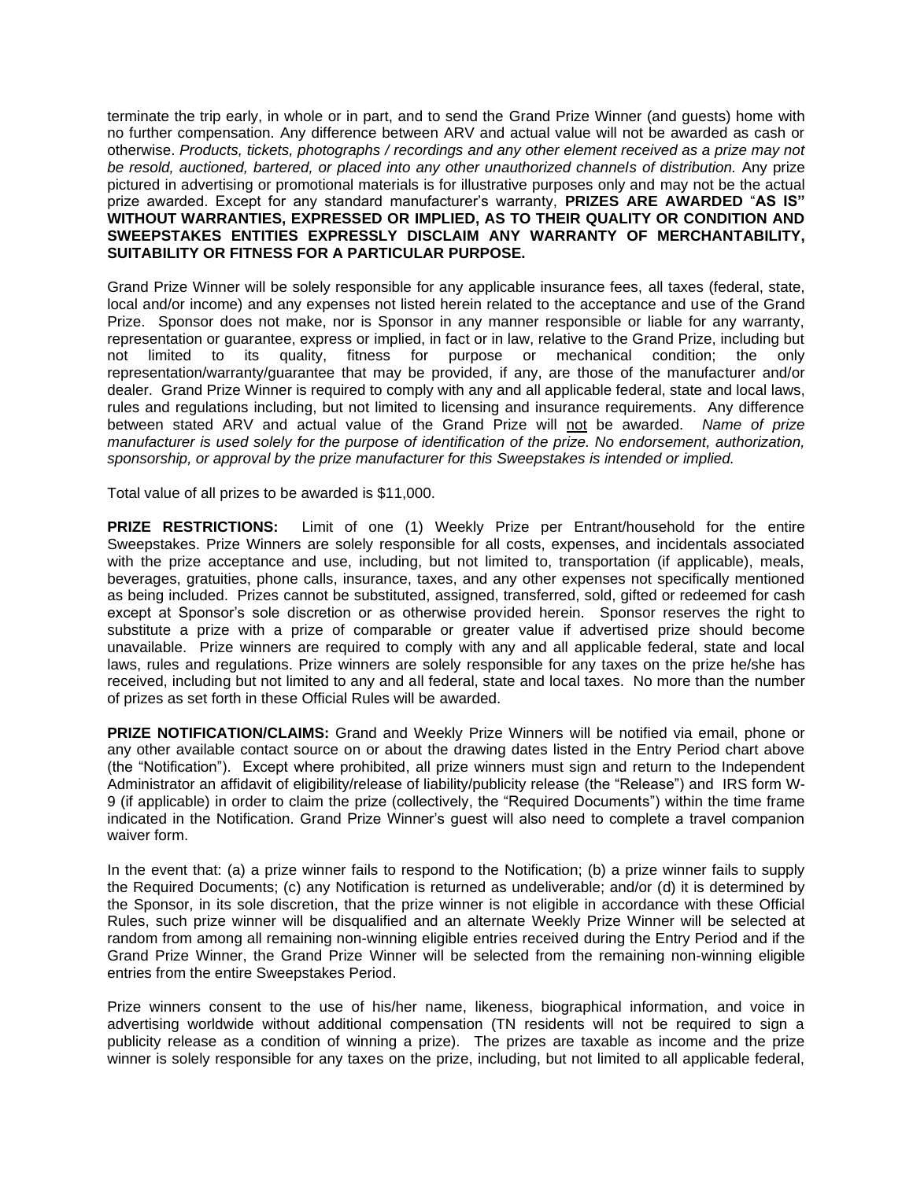terminate the trip early, in whole or in part, and to send the Grand Prize Winner (and guests) home with no further compensation. Any difference between ARV and actual value will not be awarded as cash or otherwise. *Products, tickets, photographs / recordings and any other element received as a prize may not be resold, auctioned, bartered, or placed into any other unauthorized channels of distribution.* Any prize pictured in advertising or promotional materials is for illustrative purposes only and may not be the actual prize awarded. Except for any standard manufacturer's warranty, **PRIZES ARE AWARDED "AS IS" WITHOUT WARRANTIES, EXPRESSED OR IMPLIED, AS TO THEIR QUALITY OR CONDITION AND SWEEPSTAKES ENTITIES EXPRESSLY DISCLAIM ANY WARRANTY OF MERCHANTABILITY, SUITABILITY OR FITNESS FOR A PARTICULAR PURPOSE.**

Grand Prize Winner will be solely responsible for any applicable insurance fees, all taxes (federal, state, local and/or income) and any expenses not listed herein related to the acceptance and use of the Grand Prize. Sponsor does not make, nor is Sponsor in any manner responsible or liable for any warranty, representation or guarantee, express or implied, in fact or in law, relative to the Grand Prize, including but not limited to its quality, fitness for purpose or mechanical condition; the only representation/warranty/guarantee that may be provided, if any, are those of the manufacturer and/or dealer. Grand Prize Winner is required to comply with any and all applicable federal, state and local laws, rules and regulations including, but not limited to licensing and insurance requirements. Any difference between stated ARV and actual value of the Grand Prize will not be awarded. *Name of prize manufacturer is used solely for the purpose of identification of the prize. No endorsement, authorization, sponsorship, or approval by the prize manufacturer for this Sweepstakes is intended or implied.*

Total value of all prizes to be awarded is $11,000.

**PRIZE RESTRICTIONS:** Limit of one (1) Weekly Prize per Entrant/household for the entire Sweepstakes. Prize Winners are solely responsible for all costs, expenses, and incidentals associated with the prize acceptance and use, including, but not limited to, transportation (if applicable), meals, beverages, gratuities, phone calls, insurance, taxes, and any other expenses not specifically mentioned as being included. Prizes cannot be substituted, assigned, transferred, sold, gifted or redeemed for cash except at Sponsor's sole discretion or as otherwise provided herein. Sponsor reserves the right to substitute a prize with a prize of comparable or greater value if advertised prize should become unavailable. Prize winners are required to comply with any and all applicable federal, state and local laws, rules and regulations. Prize winners are solely responsible for any taxes on the prize he/she has received, including but not limited to any and all federal, state and local taxes. No more than the number of prizes as set forth in these Official Rules will be awarded.

**PRIZE NOTIFICATION/CLAIMS:** Grand and Weekly Prize Winners will be notified via email, phone or any other available contact source on or about the drawing dates listed in the Entry Period chart above (the "Notification"). Except where prohibited, all prize winners must sign and return to the Independent Administrator an affidavit of eligibility/release of liability/publicity release (the "Release") and IRS form W-9 (if applicable) in order to claim the prize (collectively, the "Required Documents") within the time frame indicated in the Notification. Grand Prize Winner's guest will also need to complete a travel companion waiver form.

In the event that: (a) a prize winner fails to respond to the Notification; (b) a prize winner fails to supply the Required Documents; (c) any Notification is returned as undeliverable; and/or (d) it is determined by the Sponsor, in its sole discretion, that the prize winner is not eligible in accordance with these Official Rules, such prize winner will be disqualified and an alternate Weekly Prize Winner will be selected at random from among all remaining non-winning eligible entries received during the Entry Period and if the Grand Prize Winner, the Grand Prize Winner will be selected from the remaining non-winning eligible entries from the entire Sweepstakes Period.

Prize winners consent to the use of his/her name, likeness, biographical information, and voice in advertising worldwide without additional compensation (TN residents will not be required to sign a publicity release as a condition of winning a prize). The prizes are taxable as income and the prize winner is solely responsible for any taxes on the prize, including, but not limited to all applicable federal,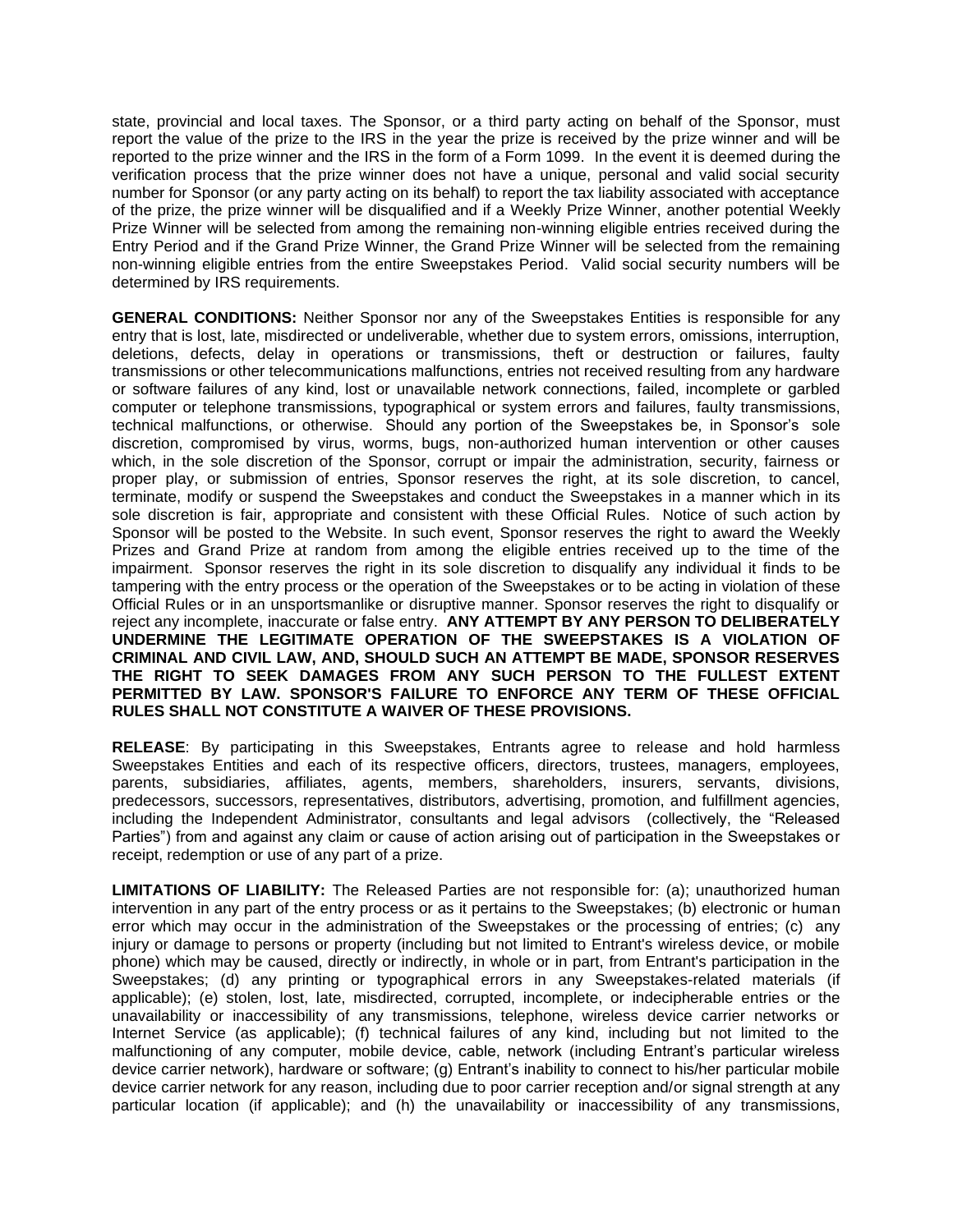state, provincial and local taxes. The Sponsor, or a third party acting on behalf of the Sponsor, must report the value of the prize to the IRS in the year the prize is received by the prize winner and will be reported to the prize winner and the IRS in the form of a Form 1099. In the event it is deemed during the verification process that the prize winner does not have a unique, personal and valid social security number for Sponsor (or any party acting on its behalf) to report the tax liability associated with acceptance of the prize, the prize winner will be disqualified and if a Weekly Prize Winner, another potential Weekly Prize Winner will be selected from among the remaining non-winning eligible entries received during the Entry Period and if the Grand Prize Winner, the Grand Prize Winner will be selected from the remaining non-winning eligible entries from the entire Sweepstakes Period. Valid social security numbers will be determined by IRS requirements.

**GENERAL CONDITIONS:** Neither Sponsor nor any of the Sweepstakes Entities is responsible for any entry that is lost, late, misdirected or undeliverable, whether due to system errors, omissions, interruption, deletions, defects, delay in operations or transmissions, theft or destruction or failures, faulty transmissions or other telecommunications malfunctions, entries not received resulting from any hardware or software failures of any kind, lost or unavailable network connections, failed, incomplete or garbled computer or telephone transmissions, typographical or system errors and failures, faulty transmissions, technical malfunctions, or otherwise. Should any portion of the Sweepstakes be, in Sponsor's sole discretion, compromised by virus, worms, bugs, non-authorized human intervention or other causes which, in the sole discretion of the Sponsor, corrupt or impair the administration, security, fairness or proper play, or submission of entries, Sponsor reserves the right, at its sole discretion, to cancel, terminate, modify or suspend the Sweepstakes and conduct the Sweepstakes in a manner which in its sole discretion is fair, appropriate and consistent with these Official Rules. Notice of such action by Sponsor will be posted to the Website. In such event, Sponsor reserves the right to award the Weekly Prizes and Grand Prize at random from among the eligible entries received up to the time of the impairment. Sponsor reserves the right in its sole discretion to disqualify any individual it finds to be tampering with the entry process or the operation of the Sweepstakes or to be acting in violation of these Official Rules or in an unsportsmanlike or disruptive manner. Sponsor reserves the right to disqualify or reject any incomplete, inaccurate or false entry. **ANY ATTEMPT BY ANY PERSON TO DELIBERATELY UNDERMINE THE LEGITIMATE OPERATION OF THE SWEEPSTAKES IS A VIOLATION OF CRIMINAL AND CIVIL LAW, AND, SHOULD SUCH AN ATTEMPT BE MADE, SPONSOR RESERVES THE RIGHT TO SEEK DAMAGES FROM ANY SUCH PERSON TO THE FULLEST EXTENT PERMITTED BY LAW. SPONSOR'S FAILURE TO ENFORCE ANY TERM OF THESE OFFICIAL RULES SHALL NOT CONSTITUTE A WAIVER OF THESE PROVISIONS.**

**RELEASE**: By participating in this Sweepstakes, Entrants agree to release and hold harmless Sweepstakes Entities and each of its respective officers, directors, trustees, managers, employees, parents, subsidiaries, affiliates, agents, members, shareholders, insurers, servants, divisions, predecessors, successors, representatives, distributors, advertising, promotion, and fulfillment agencies, including the Independent Administrator, consultants and legal advisors (collectively, the "Released Parties") from and against any claim or cause of action arising out of participation in the Sweepstakes or receipt, redemption or use of any part of a prize.

**LIMITATIONS OF LIABILITY:** The Released Parties are not responsible for: (a); unauthorized human intervention in any part of the entry process or as it pertains to the Sweepstakes; (b) electronic or human error which may occur in the administration of the Sweepstakes or the processing of entries; (c) any injury or damage to persons or property (including but not limited to Entrant's wireless device, or mobile phone) which may be caused, directly or indirectly, in whole or in part, from Entrant's participation in the Sweepstakes; (d) any printing or typographical errors in any Sweepstakes-related materials (if applicable); (e) stolen, lost, late, misdirected, corrupted, incomplete, or indecipherable entries or the unavailability or inaccessibility of any transmissions, telephone, wireless device carrier networks or Internet Service (as applicable); (f) technical failures of any kind, including but not limited to the malfunctioning of any computer, mobile device, cable, network (including Entrant's particular wireless device carrier network), hardware or software; (g) Entrant's inability to connect to his/her particular mobile device carrier network for any reason, including due to poor carrier reception and/or signal strength at any particular location (if applicable); and (h) the unavailability or inaccessibility of any transmissions,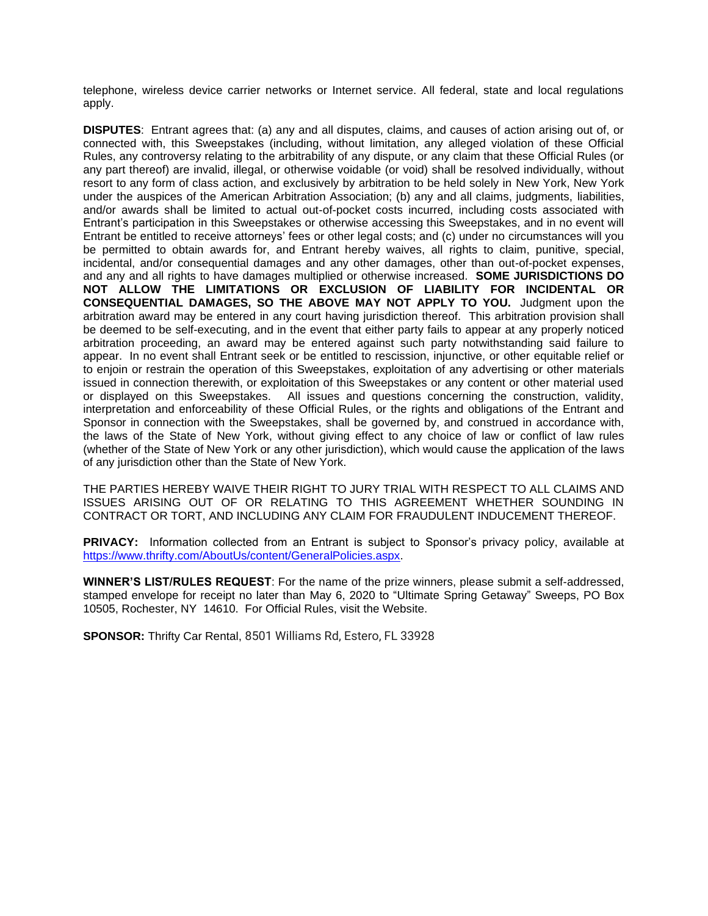telephone, wireless device carrier networks or Internet service. All federal, state and local regulations apply.

**DISPUTES**: Entrant agrees that: (a) any and all disputes, claims, and causes of action arising out of, or connected with, this Sweepstakes (including, without limitation, any alleged violation of these Official Rules, any controversy relating to the arbitrability of any dispute, or any claim that these Official Rules (or any part thereof) are invalid, illegal, or otherwise voidable (or void) shall be resolved individually, without resort to any form of class action, and exclusively by arbitration to be held solely in New York, New York under the auspices of the American Arbitration Association; (b) any and all claims, judgments, liabilities, and/or awards shall be limited to actual out-of-pocket costs incurred, including costs associated with Entrant's participation in this Sweepstakes or otherwise accessing this Sweepstakes, and in no event will Entrant be entitled to receive attorneys' fees or other legal costs; and (c) under no circumstances will you be permitted to obtain awards for, and Entrant hereby waives, all rights to claim, punitive, special, incidental, and/or consequential damages and any other damages, other than out-of-pocket expenses, and any and all rights to have damages multiplied or otherwise increased. **SOME JURISDICTIONS DO NOT ALLOW THE LIMITATIONS OR EXCLUSION OF LIABILITY FOR INCIDENTAL OR CONSEQUENTIAL DAMAGES, SO THE ABOVE MAY NOT APPLY TO YOU.** Judgment upon the arbitration award may be entered in any court having jurisdiction thereof. This arbitration provision shall be deemed to be self-executing, and in the event that either party fails to appear at any properly noticed arbitration proceeding, an award may be entered against such party notwithstanding said failure to appear. In no event shall Entrant seek or be entitled to rescission, injunctive, or other equitable relief or to enjoin or restrain the operation of this Sweepstakes, exploitation of any advertising or other materials issued in connection therewith, or exploitation of this Sweepstakes or any content or other material used or displayed on this Sweepstakes. All issues and questions concerning the construction, validity, interpretation and enforceability of these Official Rules, or the rights and obligations of the Entrant and Sponsor in connection with the Sweepstakes, shall be governed by, and construed in accordance with, the laws of the State of New York, without giving effect to any choice of law or conflict of law rules (whether of the State of New York or any other jurisdiction), which would cause the application of the laws of any jurisdiction other than the State of New York.

THE PARTIES HEREBY WAIVE THEIR RIGHT TO JURY TRIAL WITH RESPECT TO ALL CLAIMS AND ISSUES ARISING OUT OF OR RELATING TO THIS AGREEMENT WHETHER SOUNDING IN CONTRACT OR TORT, AND INCLUDING ANY CLAIM FOR FRAUDULENT INDUCEMENT THEREOF.

**PRIVACY:** Information collected from an Entrant is subject to Sponsor's privacy policy, available at https://www.thrifty.com/AboutUs/content/GeneralPolicies.aspx.

**WINNER'S LIST/RULES REQUEST**: For the name of the prize winners, please submit a self-addressed, stamped envelope for receipt no later than May 6, 2020 to "Ultimate Spring Getaway" Sweeps, PO Box 10505, Rochester, NY 14610. For Official Rules, visit the Website.

**SPONSOR:** Thrifty Car Rental, 8501 Williams Rd, Estero, FL 33928